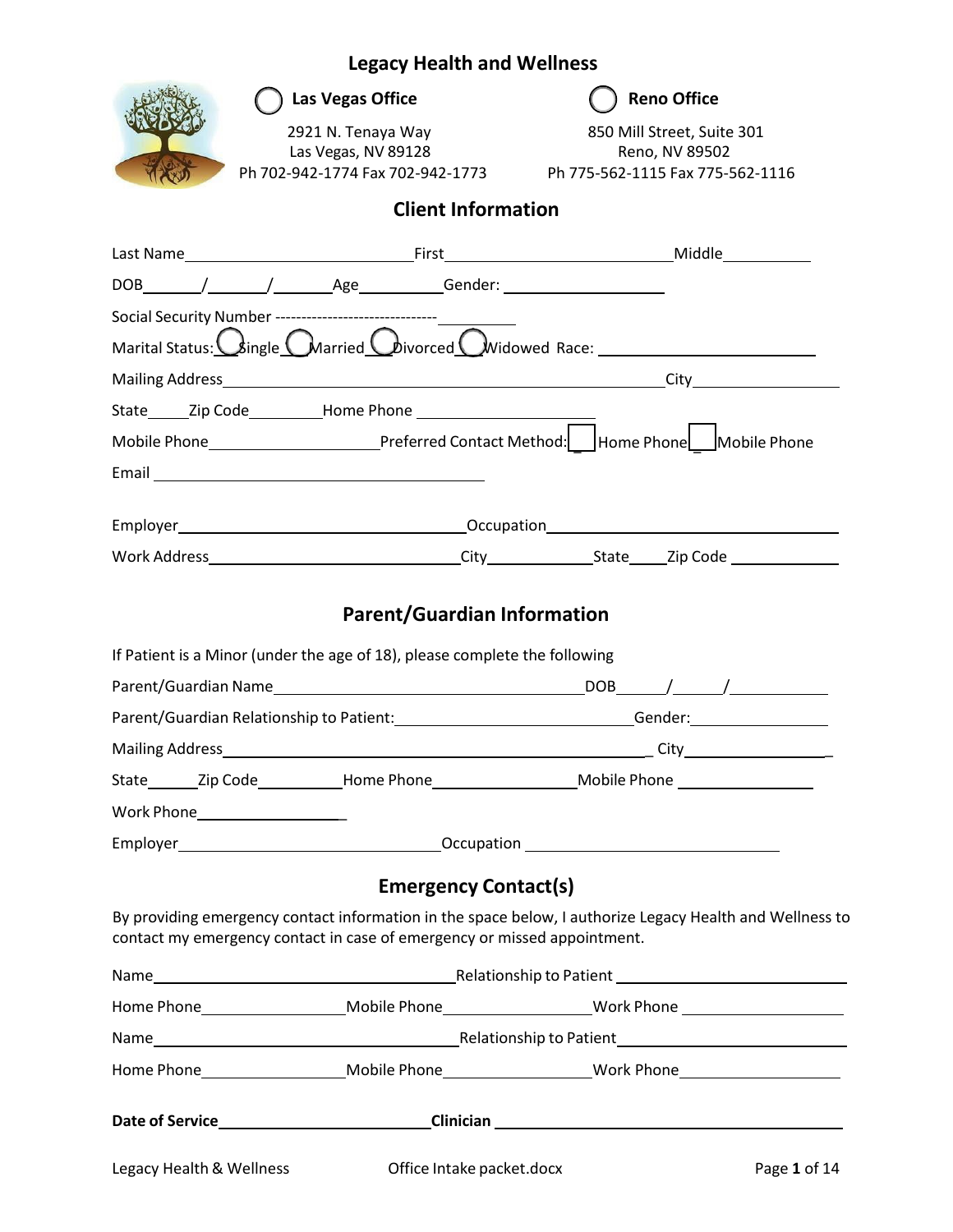# Legacy Health and Wellness

◯ **Las Vegas Office**
2921 N. Tenaya Way
Las Vegas, NV 89128
Ph 702-942-1774 Fax 702-942-1773

◯ **Reno Office**
850 Mill Street, Suite 301
Reno, NV 89502
Ph 775-562-1115 Fax 775-562-1116

## Client Information

Last Name____________________________First______________________________Middle___________

DOB______/______/_______Age__________Gender: ___________________

Social Security Number ------------------------------__________

Marital Status: ◯ Single ◯ Married ◯ Divorced ◯ Widowed Race: ______________________________

Mailing Address______________________________________________________City________________

State_____Zip Code_________Home Phone ______________________

Mobile Phone___________________Preferred Contact Method: ☐ Home Phone ☐ Mobile Phone

Email ______________________________________

Employer__________________________________Occupation_______________________________

Work Address____________________________City____________State_____Zip Code ____________

## Parent/Guardian Information

If Patient is a Minor (under the age of 18), please complete the following

Parent/Guardian Name____________________________________DOB______/______/___________

Parent/Guardian Relationship to Patient:___________________________Gender:________________

Mailing Address_________________________________________________ City_________________

State______Zip Code__________Home Phone__________________Mobile Phone _______________

Work Phone__________________

Employer______________________________Occupation _____________________________

## Emergency Contact(s)

By providing emergency contact information in the space below, I authorize Legacy Health and Wellness to contact my emergency contact in case of emergency or missed appointment.

Name___________________________________Relationship to Patient ___________________________

Home Phone________________Mobile Phone________________Work Phone __________________

Name___________________________________Relationship to Patient___________________________

Home Phone________________Mobile Phone________________Work Phone__________________

**Date of Service**________________________**Clinician** _______________________________________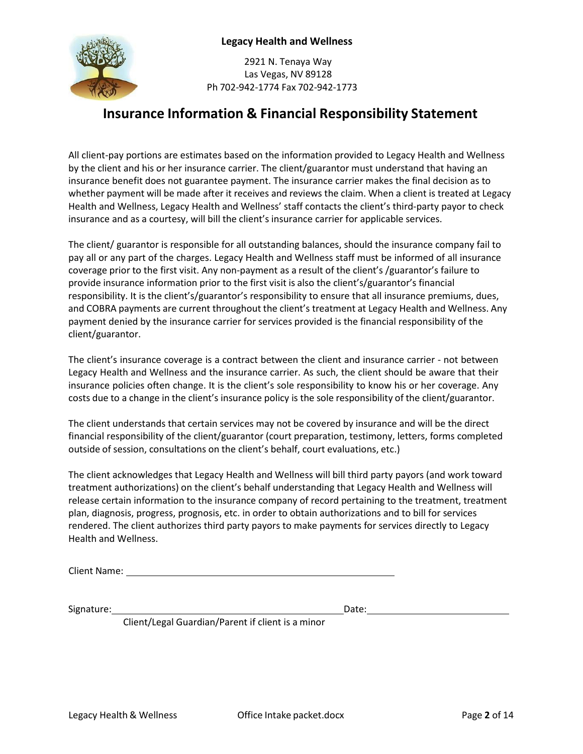**Legacy Health and Wellness**

2921 N. Tenaya Way
Las Vegas, NV 89128
Ph 702-942-1774 Fax 702-942-1773

# Insurance Information & Financial Responsibility Statement

All client-pay portions are estimates based on the information provided to Legacy Health and Wellness by the client and his or her insurance carrier. The client/guarantor must understand that having an insurance benefit does not guarantee payment. The insurance carrier makes the final decision as to whether payment will be made after it receives and reviews the claim. When a client is treated at Legacy Health and Wellness, Legacy Health and Wellness' staff contacts the client's third-party payor to check insurance and as a courtesy, will bill the client's insurance carrier for applicable services.

The client/ guarantor is responsible for all outstanding balances, should the insurance company fail to pay all or any part of the charges. Legacy Health and Wellness staff must be informed of all insurance coverage prior to the first visit. Any non-payment as a result of the client's /guarantor's failure to provide insurance information prior to the first visit is also the client's/guarantor's financial responsibility. It is the client's/guarantor's responsibility to ensure that all insurance premiums, dues, and COBRA payments are current throughout the client's treatment at Legacy Health and Wellness. Any payment denied by the insurance carrier for services provided is the financial responsibility of the client/guarantor.

The client's insurance coverage is a contract between the client and insurance carrier - not between Legacy Health and Wellness and the insurance carrier. As such, the client should be aware that their insurance policies often change. It is the client's sole responsibility to know his or her coverage. Any costs due to a change in the client's insurance policy is the sole responsibility of the client/guarantor.

The client understands that certain services may not be covered by insurance and will be the direct financial responsibility of the client/guarantor (court preparation, testimony, letters, forms completed outside of session, consultations on the client's behalf, court evaluations, etc.)

The client acknowledges that Legacy Health and Wellness will bill third party payors (and work toward treatment authorizations) on the client's behalf understanding that Legacy Health and Wellness will release certain information to the insurance company of record pertaining to the treatment, treatment plan, diagnosis, progress, prognosis, etc. in order to obtain authorizations and to bill for services rendered. The client authorizes third party payors to make payments for services directly to Legacy Health and Wellness.

Client Name: ______________________________________________

Signature: ________________________________________ Date: ________________________
Client/Legal Guardian/Parent if client is a minor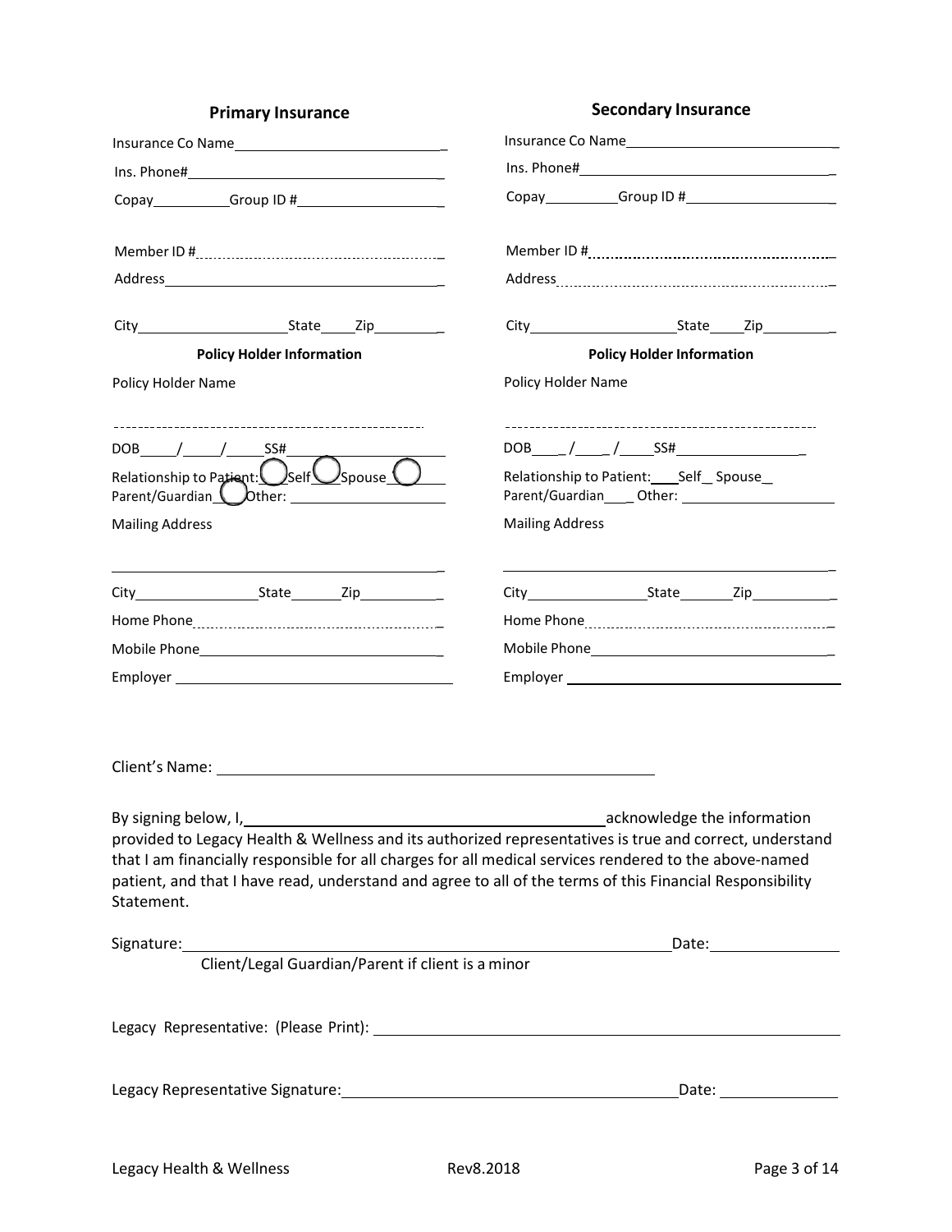## Primary Insurance

Insurance Co Name\_\_\_\_\_\_\_\_\_\_\_\_\_\_\_\_\_\_\_\_\_\_\_\_\_\_\_\_

Ins. Phone#\_\_\_\_\_\_\_\_\_\_\_\_\_\_\_\_\_\_\_\_\_\_\_\_\_\_\_\_\_\_\_\_

Copay\_\_\_\_\_\_\_\_\_\_Group ID #\_\_\_\_\_\_\_\_\_\_\_\_\_\_\_\_\_\_\_

Member ID #\_\_\_\_\_\_\_\_\_\_\_\_\_\_\_\_\_\_\_\_\_\_\_\_\_\_\_\_\_\_\_\_

Address\_\_\_\_\_\_\_\_\_\_\_\_\_\_\_\_\_\_\_\_\_\_\_\_\_\_\_\_\_\_\_\_\_\_\_\_

City\_\_\_\_\_\_\_\_\_\_\_\_\_\_\_\_\_\_\_\_State\_\_\_\_Zip\_\_\_\_\_\_\_\_\_

**Policy Holder Information**

Policy Holder Name

\_\_\_\_\_\_\_\_\_\_\_\_\_\_\_\_\_\_\_\_\_\_\_\_\_\_\_\_\_\_\_\_\_\_\_\_\_\_\_\_\_\_\_\_\_\_

DOB\_\_\_\_\_/\_\_\_\_\_/\_\_\_\_\_SS#\_\_\_\_\_\_\_\_\_\_\_\_\_\_\_\_\_\_\_\_

Relationship to Patient: ◯ Self ◯ Spouse ◯ Parent/Guardian ◯ Other: \_\_\_\_\_\_\_\_\_\_\_\_\_\_\_\_\_\_\_\_

Mailing Address

\_\_\_\_\_\_\_\_\_\_\_\_\_\_\_\_\_\_\_\_\_\_\_\_\_\_\_\_\_\_\_\_\_\_\_\_\_\_\_\_\_\_\_\_\_\_

City\_\_\_\_\_\_\_\_\_\_\_\_\_\_\_\_State\_\_\_\_\_\_\_Zip\_\_\_\_\_\_\_\_\_\_\_

Home Phone\_\_\_\_\_\_\_\_\_\_\_\_\_\_\_\_\_\_\_\_\_\_\_\_\_\_\_\_\_\_\_\_

Mobile Phone\_\_\_\_\_\_\_\_\_\_\_\_\_\_\_\_\_\_\_\_\_\_\_\_\_\_\_\_\_\_\_

Employer \_\_\_\_\_\_\_\_\_\_\_\_\_\_\_\_\_\_\_\_\_\_\_\_\_\_\_\_\_\_\_\_\_\_\_

## Secondary Insurance

Insurance Co Name\_\_\_\_\_\_\_\_\_\_\_\_\_\_\_\_\_\_\_\_\_\_\_\_\_\_\_\_

Ins. Phone#\_\_\_\_\_\_\_\_\_\_\_\_\_\_\_\_\_\_\_\_\_\_\_\_\_\_\_\_\_\_\_\_

Copay\_\_\_\_\_\_\_\_\_\_Group ID #\_\_\_\_\_\_\_\_\_\_\_\_\_\_\_\_\_\_\_

Member ID #\_\_\_\_\_\_\_\_\_\_\_\_\_\_\_\_\_\_\_\_\_\_\_\_\_\_\_\_\_\_\_\_

Address\_\_\_\_\_\_\_\_\_\_\_\_\_\_\_\_\_\_\_\_\_\_\_\_\_\_\_\_\_\_\_\_\_\_\_\_

City\_\_\_\_\_\_\_\_\_\_\_\_\_\_\_\_\_\_\_\_State\_\_\_\_Zip\_\_\_\_\_\_\_\_\_

**Policy Holder Information**

Policy Holder Name

\_\_\_\_\_\_\_\_\_\_\_\_\_\_\_\_\_\_\_\_\_\_\_\_\_\_\_\_\_\_\_\_\_\_\_\_\_\_\_\_\_\_\_\_\_\_

DOB\_\_\_\_/\_\_\_\_/\_\_\_\_SS#\_\_\_\_\_\_\_\_\_\_\_\_\_\_\_\_\_

Relationship to Patient:\_\_\_\_Self\_\_ Spouse\_\_ Parent/Guardian\_\_\_\_ Other: \_\_\_\_\_\_\_\_\_\_\_\_\_\_\_\_\_\_\_\_

Mailing Address

\_\_\_\_\_\_\_\_\_\_\_\_\_\_\_\_\_\_\_\_\_\_\_\_\_\_\_\_\_\_\_\_\_\_\_\_\_\_\_\_\_\_\_\_\_\_

City\_\_\_\_\_\_\_\_\_\_\_\_\_\_\_\_State\_\_\_\_\_\_\_Zip\_\_\_\_\_\_\_\_\_\_\_

Home Phone\_\_\_\_\_\_\_\_\_\_\_\_\_\_\_\_\_\_\_\_\_\_\_\_\_\_\_\_\_\_\_\_

Mobile Phone\_\_\_\_\_\_\_\_\_\_\_\_\_\_\_\_\_\_\_\_\_\_\_\_\_\_\_\_\_\_\_

Employer \_\_\_\_\_\_\_\_\_\_\_\_\_\_\_\_\_\_\_\_\_\_\_\_\_\_\_\_\_\_\_\_\_\_\_

Client's Name: \_\_\_\_\_\_\_\_\_\_\_\_\_\_\_\_\_\_\_\_\_\_\_\_\_\_\_\_\_\_\_\_\_\_\_\_\_\_\_\_\_\_\_\_\_\_\_\_

By signing below, I,\_\_\_\_\_\_\_\_\_\_\_\_\_\_\_\_\_\_\_\_\_\_\_\_\_\_\_\_\_\_\_\_\_\_\_\_\_\_\_\_\_\_\_acknowledge the information provided to Legacy Health & Wellness and its authorized representatives is true and correct, understand that I am financially responsible for all charges for all medical services rendered to the above-named patient, and that I have read, understand and agree to all of the terms of this Financial Responsibility Statement.

Signature:\_\_\_\_\_\_\_\_\_\_\_\_\_\_\_\_\_\_\_\_\_\_\_\_\_\_\_\_\_\_\_\_\_\_\_\_\_\_\_\_\_\_\_\_\_\_\_\_\_\_\_\_\_\_\_\_Date:\_\_\_\_\_\_\_\_\_\_\_\_\_\_\_\_
Client/Legal Guardian/Parent if client is a minor

Legacy Representative: (Please Print): \_\_\_\_\_\_\_\_\_\_\_\_\_\_\_\_\_\_\_\_\_\_\_\_\_\_\_\_\_\_\_\_\_\_\_\_\_\_\_\_\_\_\_\_\_\_\_\_\_\_\_\_\_\_\_\_

Legacy Representative Signature:\_\_\_\_\_\_\_\_\_\_\_\_\_\_\_\_\_\_\_\_\_\_\_\_\_\_\_\_\_\_\_\_\_\_\_\_\_\_\_\_\_\_\_\_Date: \_\_\_\_\_\_\_\_\_\_\_\_\_\_\_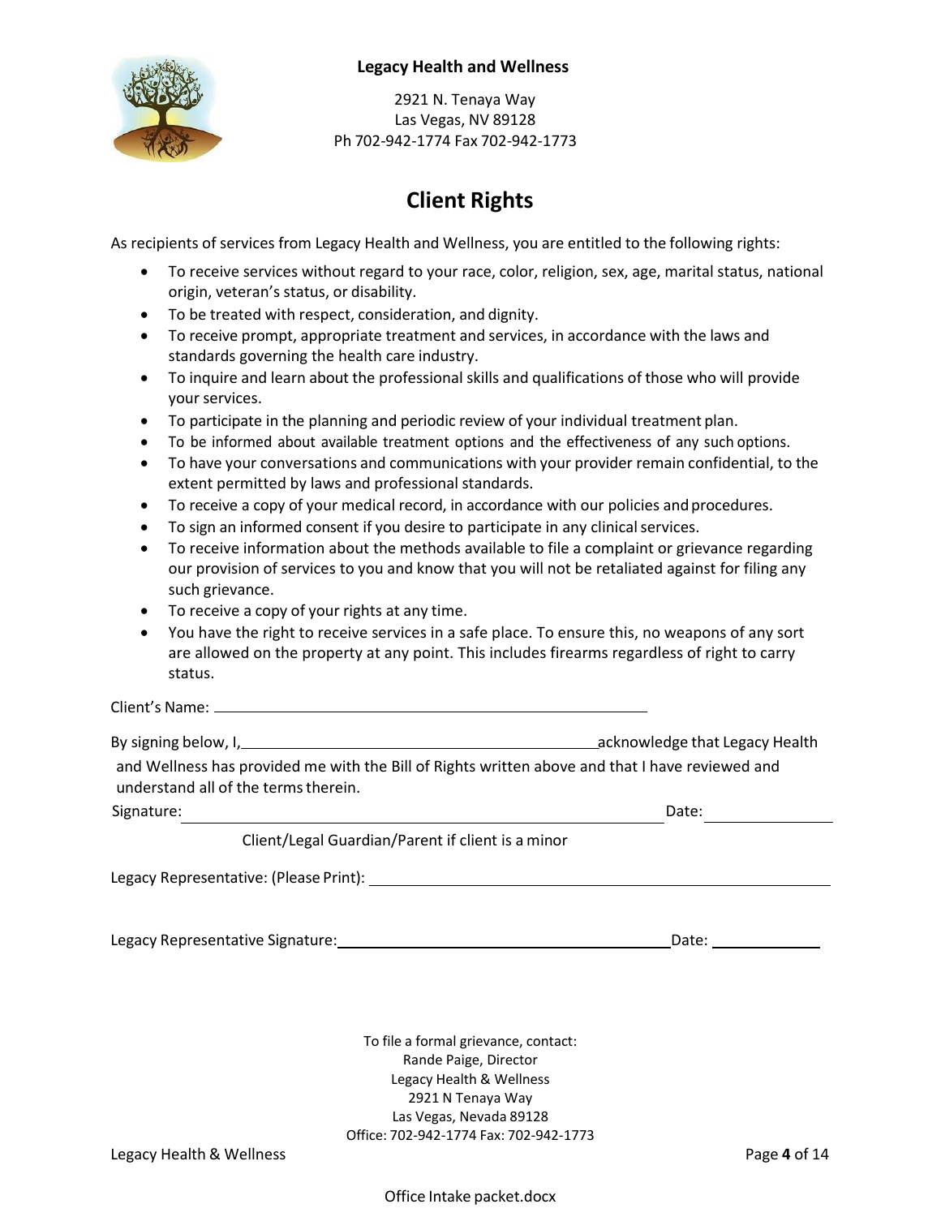**Legacy Health and Wellness**

2921 N. Tenaya Way
Las Vegas, NV 89128
Ph 702-942-1774 Fax 702-942-1773

# Client Rights

As recipients of services from Legacy Health and Wellness, you are entitled to the following rights:

- To receive services without regard to your race, color, religion, sex, age, marital status, national origin, veteran's status, or disability.
- To be treated with respect, consideration, and dignity.
- To receive prompt, appropriate treatment and services, in accordance with the laws and standards governing the health care industry.
- To inquire and learn about the professional skills and qualifications of those who will provide your services.
- To participate in the planning and periodic review of your individual treatment plan.
- To be informed about available treatment options and the effectiveness of any such options.
- To have your conversations and communications with your provider remain confidential, to the extent permitted by laws and professional standards.
- To receive a copy of your medical record, in accordance with our policies and procedures.
- To sign an informed consent if you desire to participate in any clinical services.
- To receive information about the methods available to file a complaint or grievance regarding our provision of services to you and know that you will not be retaliated against for filing any such grievance.
- To receive a copy of your rights at any time.
- You have the right to receive services in a safe place. To ensure this, no weapons of any sort are allowed on the property at any point. This includes firearms regardless of right to carry status.

Client's Name: ______________________________

By signing below, I, ______________________________ acknowledge that Legacy Health and Wellness has provided me with the Bill of Rights written above and that I have reviewed and understand all of the terms therein.

Signature: ______________________________ Date: ______________

Client/Legal Guardian/Parent if client is a minor

Legacy Representative: (Please Print): ______________________________

Legacy Representative Signature: ______________________________ Date: ______________

To file a formal grievance, contact:
Rande Paige, Director
Legacy Health & Wellness
2921 N Tenaya Way
Las Vegas, Nevada 89128
Office: 702-942-1774 Fax: 702-942-1773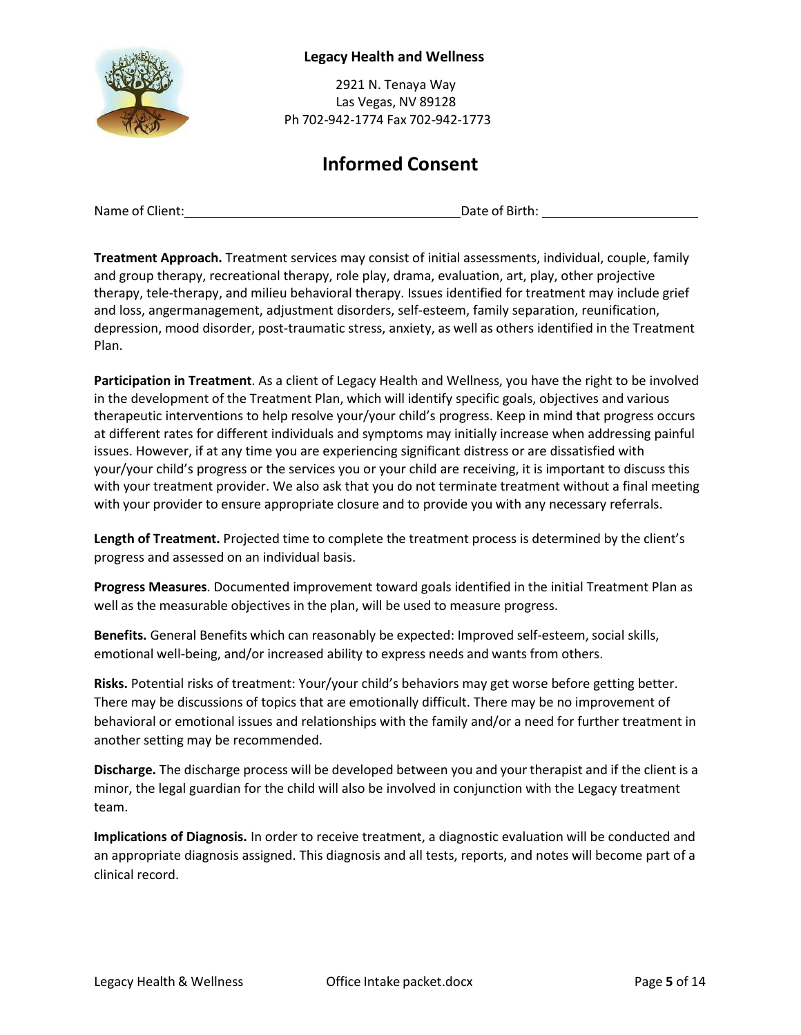**Legacy Health and Wellness**

2921 N. Tenaya Way
Las Vegas, NV 89128
Ph 702-942-1774 Fax 702-942-1773

# Informed Consent

Name of Client:_______________________________ Date of Birth: ____________________

**Treatment Approach.** Treatment services may consist of initial assessments, individual, couple, family and group therapy, recreational therapy, role play, drama, evaluation, art, play, other projective therapy, tele-therapy, and milieu behavioral therapy. Issues identified for treatment may include grief and loss, angermanagement, adjustment disorders, self-esteem, family separation, reunification, depression, mood disorder, post-traumatic stress, anxiety, as well as others identified in the Treatment Plan.

**Participation in Treatment**. As a client of Legacy Health and Wellness, you have the right to be involved in the development of the Treatment Plan, which will identify specific goals, objectives and various therapeutic interventions to help resolve your/your child's progress. Keep in mind that progress occurs at different rates for different individuals and symptoms may initially increase when addressing painful issues. However, if at any time you are experiencing significant distress or are dissatisfied with your/your child's progress or the services you or your child are receiving, it is important to discuss this with your treatment provider. We also ask that you do not terminate treatment without a final meeting with your provider to ensure appropriate closure and to provide you with any necessary referrals.

**Length of Treatment.** Projected time to complete the treatment process is determined by the client's progress and assessed on an individual basis.

**Progress Measures**. Documented improvement toward goals identified in the initial Treatment Plan as well as the measurable objectives in the plan, will be used to measure progress.

**Benefits.** General Benefits which can reasonably be expected: Improved self-esteem, social skills, emotional well-being, and/or increased ability to express needs and wants from others.

**Risks.** Potential risks of treatment: Your/your child's behaviors may get worse before getting better. There may be discussions of topics that are emotionally difficult. There may be no improvement of behavioral or emotional issues and relationships with the family and/or a need for further treatment in another setting may be recommended.

**Discharge.** The discharge process will be developed between you and your therapist and if the client is a minor, the legal guardian for the child will also be involved in conjunction with the Legacy treatment team.

**Implications of Diagnosis.** In order to receive treatment, a diagnostic evaluation will be conducted and an appropriate diagnosis assigned. This diagnosis and all tests, reports, and notes will become part of a clinical record.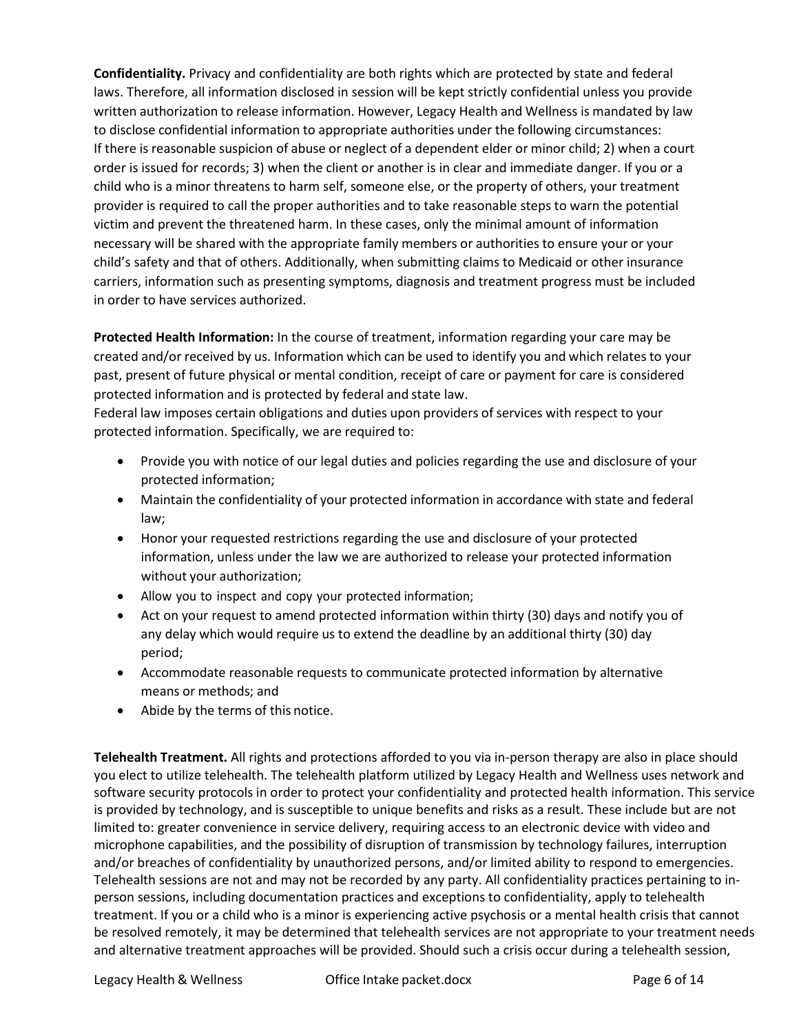**Confidentiality.** Privacy and confidentiality are both rights which are protected by state and federal laws. Therefore, all information disclosed in session will be kept strictly confidential unless you provide written authorization to release information. However, Legacy Health and Wellness is mandated by law to disclose confidential information to appropriate authorities under the following circumstances: If there is reasonable suspicion of abuse or neglect of a dependent elder or minor child; 2) when a court order is issued for records; 3) when the client or another is in clear and immediate danger. If you or a child who is a minor threatens to harm self, someone else, or the property of others, your treatment provider is required to call the proper authorities and to take reasonable steps to warn the potential victim and prevent the threatened harm. In these cases, only the minimal amount of information necessary will be shared with the appropriate family members or authorities to ensure your or your child's safety and that of others. Additionally, when submitting claims to Medicaid or other insurance carriers, information such as presenting symptoms, diagnosis and treatment progress must be included in order to have services authorized.

**Protected Health Information:** In the course of treatment, information regarding your care may be created and/or received by us. Information which can be used to identify you and which relates to your past, present of future physical or mental condition, receipt of care or payment for care is considered protected information and is protected by federal and state law.
Federal law imposes certain obligations and duties upon providers of services with respect to your protected information. Specifically, we are required to:

- Provide you with notice of our legal duties and policies regarding the use and disclosure of your protected information;
- Maintain the confidentiality of your protected information in accordance with state and federal law;
- Honor your requested restrictions regarding the use and disclosure of your protected information, unless under the law we are authorized to release your protected information without your authorization;
- Allow you to inspect and copy your protected information;
- Act on your request to amend protected information within thirty (30) days and notify you of any delay which would require us to extend the deadline by an additional thirty (30) day period;
- Accommodate reasonable requests to communicate protected information by alternative means or methods; and
- Abide by the terms of this notice.

**Telehealth Treatment.** All rights and protections afforded to you via in-person therapy are also in place should you elect to utilize telehealth. The telehealth platform utilized by Legacy Health and Wellness uses network and software security protocols in order to protect your confidentiality and protected health information. This service is provided by technology, and is susceptible to unique benefits and risks as a result. These include but are not limited to: greater convenience in service delivery, requiring access to an electronic device with video and microphone capabilities, and the possibility of disruption of transmission by technology failures, interruption and/or breaches of confidentiality by unauthorized persons, and/or limited ability to respond to emergencies. Telehealth sessions are not and may not be recorded by any party. All confidentiality practices pertaining to in-person sessions, including documentation practices and exceptions to confidentiality, apply to telehealth treatment. If you or a child who is a minor is experiencing active psychosis or a mental health crisis that cannot be resolved remotely, it may be determined that telehealth services are not appropriate to your treatment needs and alternative treatment approaches will be provided. Should such a crisis occur during a telehealth session,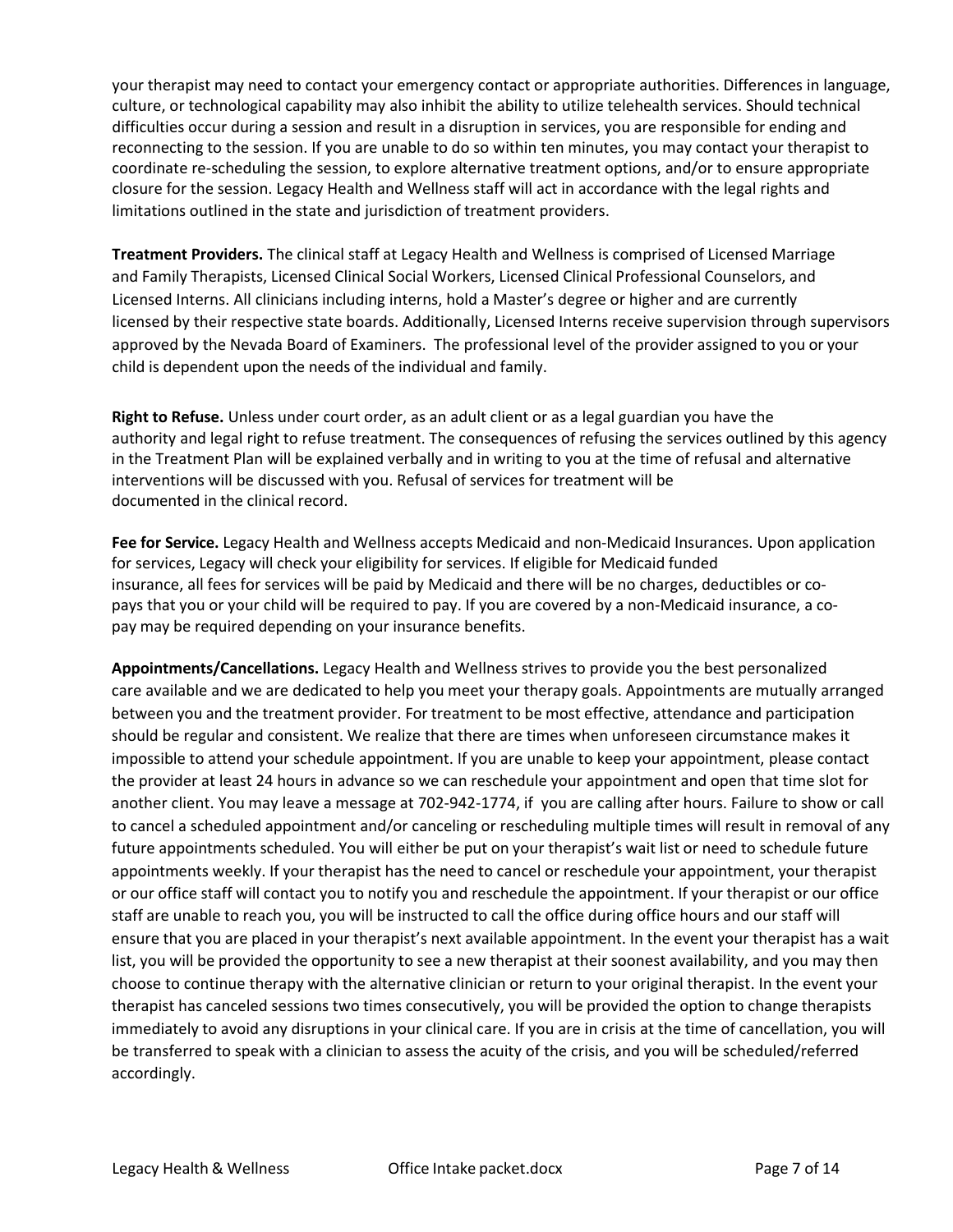your therapist may need to contact your emergency contact or appropriate authorities. Differences in language, culture, or technological capability may also inhibit the ability to utilize telehealth services. Should technical difficulties occur during a session and result in a disruption in services, you are responsible for ending and reconnecting to the session. If you are unable to do so within ten minutes, you may contact your therapist to coordinate re-scheduling the session, to explore alternative treatment options, and/or to ensure appropriate closure for the session. Legacy Health and Wellness staff will act in accordance with the legal rights and limitations outlined in the state and jurisdiction of treatment providers.

**Treatment Providers.** The clinical staff at Legacy Health and Wellness is comprised of Licensed Marriage and Family Therapists, Licensed Clinical Social Workers, Licensed Clinical Professional Counselors, and Licensed Interns. All clinicians including interns, hold a Master's degree or higher and are currently licensed by their respective state boards. Additionally, Licensed Interns receive supervision through supervisors approved by the Nevada Board of Examiners. The professional level of the provider assigned to you or your child is dependent upon the needs of the individual and family.

**Right to Refuse.** Unless under court order, as an adult client or as a legal guardian you have the authority and legal right to refuse treatment. The consequences of refusing the services outlined by this agency in the Treatment Plan will be explained verbally and in writing to you at the time of refusal and alternative interventions will be discussed with you. Refusal of services for treatment will be documented in the clinical record.

**Fee for Service.** Legacy Health and Wellness accepts Medicaid and non-Medicaid Insurances. Upon application for services, Legacy will check your eligibility for services. If eligible for Medicaid funded insurance, all fees for services will be paid by Medicaid and there will be no charges, deductibles or co-pays that you or your child will be required to pay. If you are covered by a non-Medicaid insurance, a co-pay may be required depending on your insurance benefits.

**Appointments/Cancellations.** Legacy Health and Wellness strives to provide you the best personalized care available and we are dedicated to help you meet your therapy goals. Appointments are mutually arranged between you and the treatment provider. For treatment to be most effective, attendance and participation should be regular and consistent. We realize that there are times when unforeseen circumstance makes it impossible to attend your schedule appointment. If you are unable to keep your appointment, please contact the provider at least 24 hours in advance so we can reschedule your appointment and open that time slot for another client. You may leave a message at 702-942-1774, if you are calling after hours. Failure to show or call to cancel a scheduled appointment and/or canceling or rescheduling multiple times will result in removal of any future appointments scheduled. You will either be put on your therapist's wait list or need to schedule future appointments weekly. If your therapist has the need to cancel or reschedule your appointment, your therapist or our office staff will contact you to notify you and reschedule the appointment. If your therapist or our office staff are unable to reach you, you will be instructed to call the office during office hours and our staff will ensure that you are placed in your therapist's next available appointment. In the event your therapist has a wait list, you will be provided the opportunity to see a new therapist at their soonest availability, and you may then choose to continue therapy with the alternative clinician or return to your original therapist. In the event your therapist has canceled sessions two times consecutively, you will be provided the option to change therapists immediately to avoid any disruptions in your clinical care. If you are in crisis at the time of cancellation, you will be transferred to speak with a clinician to assess the acuity of the crisis, and you will be scheduled/referred accordingly.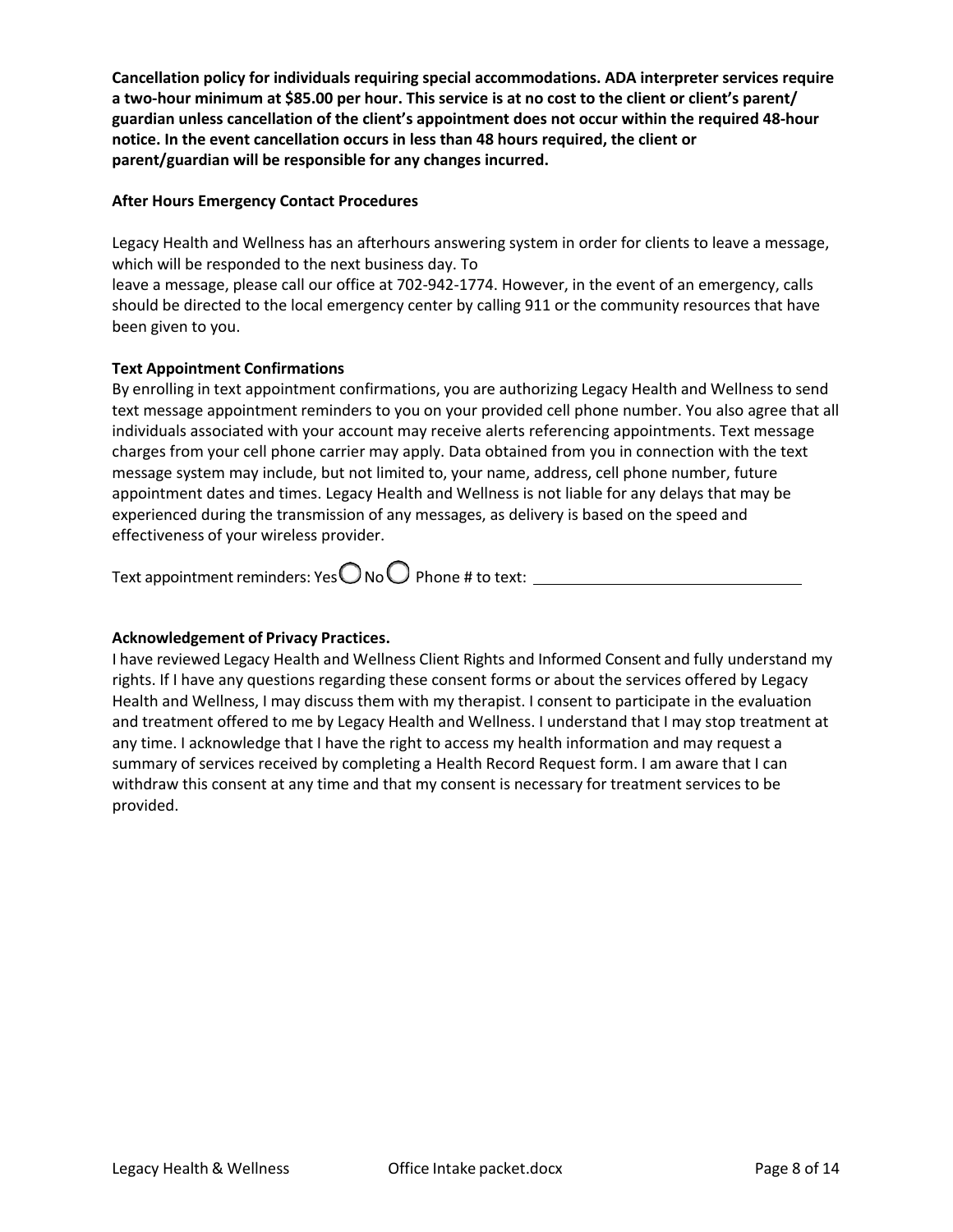**Cancellation policy for individuals requiring special accommodations. ADA interpreter services require a two-hour minimum at $85.00 per hour. This service is at no cost to the client or client's parent/ guardian unless cancellation of the client's appointment does not occur within the required 48-hour notice. In the event cancellation occurs in less than 48 hours required, the client or parent/guardian will be responsible for any changes incurred.**

**After Hours Emergency Contact Procedures**

Legacy Health and Wellness has an afterhours answering system in order for clients to leave a message, which will be responded to the next business day. To leave a message, please call our office at 702-942-1774. However, in the event of an emergency, calls should be directed to the local emergency center by calling 911 or the community resources that have been given to you.

**Text Appointment Confirmations**

By enrolling in text appointment confirmations, you are authorizing Legacy Health and Wellness to send text message appointment reminders to you on your provided cell phone number. You also agree that all individuals associated with your account may receive alerts referencing appointments. Text message charges from your cell phone carrier may apply. Data obtained from you in connection with the text message system may include, but not limited to, your name, address, cell phone number, future appointment dates and times. Legacy Health and Wellness is not liable for any delays that may be experienced during the transmission of any messages, as delivery is based on the speed and effectiveness of your wireless provider.

Text appointment reminders: Yes ○ No ○ Phone # to text: ______________________________

**Acknowledgement of Privacy Practices.**

I have reviewed Legacy Health and Wellness Client Rights and Informed Consent and fully understand my rights. If I have any questions regarding these consent forms or about the services offered by Legacy Health and Wellness, I may discuss them with my therapist. I consent to participate in the evaluation and treatment offered to me by Legacy Health and Wellness. I understand that I may stop treatment at any time. I acknowledge that I have the right to access my health information and may request a summary of services received by completing a Health Record Request form. I am aware that I can withdraw this consent at any time and that my consent is necessary for treatment services to be provided.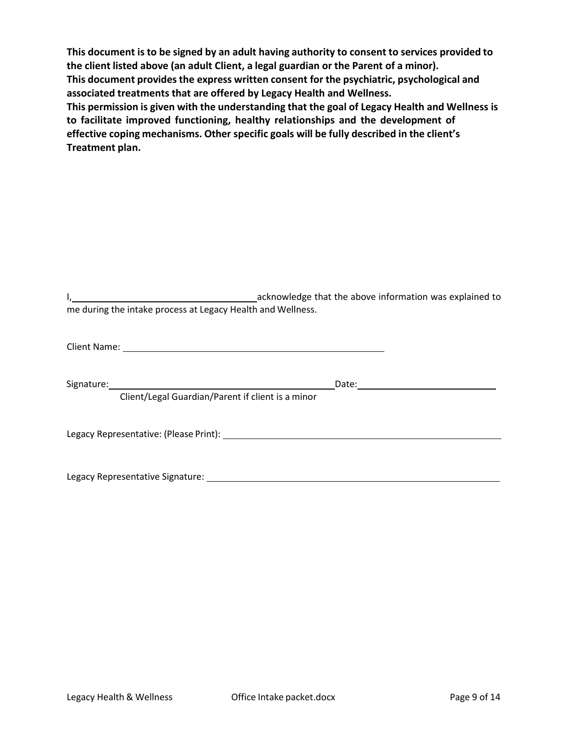**This document is to be signed by an adult having authority to consent to services provided to the client listed above (an adult Client, a legal guardian or the Parent of a minor).**
**This document provides the express written consent for the psychiatric, psychological and associated treatments that are offered by Legacy Health and Wellness.**
**This permission is given with the understanding that the goal of Legacy Health and Wellness is to facilitate improved functioning, healthy relationships and the development of effective coping mechanisms. Other specific goals will be fully described in the client's Treatment plan.**

I, \_\_\_\_\_\_\_\_\_\_\_\_\_\_\_\_\_\_\_\_\_\_\_\_\_\_\_\_\_\_\_\_\_\_ acknowledge that the above information was explained to me during the intake process at Legacy Health and Wellness.

Client Name: \_\_\_\_\_\_\_\_\_\_\_\_\_\_\_\_\_\_\_\_\_\_\_\_\_\_\_\_\_\_\_\_\_\_\_\_\_\_\_\_\_\_\_\_\_\_\_\_

Signature: \_\_\_\_\_\_\_\_\_\_\_\_\_\_\_\_\_\_\_\_\_\_\_\_\_\_\_\_\_\_\_\_\_\_\_\_\_\_\_\_ Date: \_\_\_\_\_\_\_\_\_\_\_\_\_\_\_\_\_\_\_\_\_\_\_\_\_\_
Client/Legal Guardian/Parent if client is a minor

Legacy Representative: (Please Print): \_\_\_\_\_\_\_\_\_\_\_\_\_\_\_\_\_\_\_\_\_\_\_\_\_\_\_\_\_\_\_\_\_\_\_\_\_\_\_\_\_\_\_\_\_\_\_\_

Legacy Representative Signature: \_\_\_\_\_\_\_\_\_\_\_\_\_\_\_\_\_\_\_\_\_\_\_\_\_\_\_\_\_\_\_\_\_\_\_\_\_\_\_\_\_\_\_\_\_\_\_\_\_\_\_\_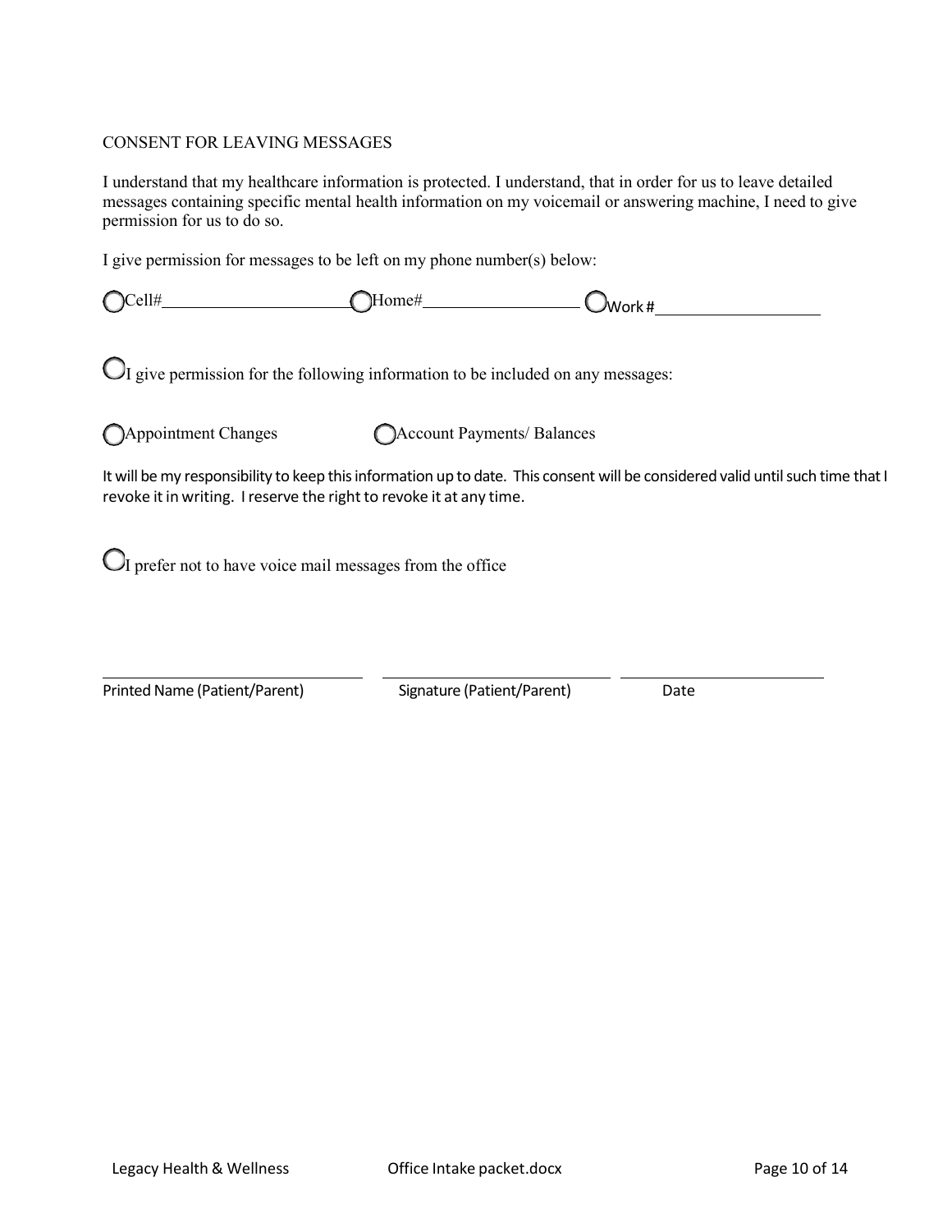## CONSENT FOR LEAVING MESSAGES

I understand that my healthcare information is protected. I understand, that in order for us to leave detailed messages containing specific mental health information on my voicemail or answering machine, I need to give permission for us to do so.

I give permission for messages to be left on my phone number(s) below:

○ Cell#\_\_\_\_\_\_\_\_\_\_\_\_\_\_\_\_\_\_\_\_ ○ Home#\_\_\_\_\_\_\_\_\_\_\_\_\_\_\_\_\_\_ ○ Work #\_\_\_\_\_\_\_\_\_\_\_\_\_\_\_\_\_\_\_\_

○ I give permission for the following information to be included on any messages:

○ Appointment Changes ○ Account Payments/ Balances

It will be my responsibility to keep this information up to date. This consent will be considered valid until such time that I revoke it in writing. I reserve the right to revoke it at any time.

○ I prefer not to have voice mail messages from the office

| \_\_\_\_\_\_\_\_\_\_\_\_\_\_\_\_\_\_\_\_\_\_\_\_ | \_\_\_\_\_\_\_\_\_\_\_\_\_\_\_\_\_\_\_\_\_\_\_\_ | \_\_\_\_\_\_\_\_\_\_\_\_\_\_\_\_\_\_\_\_ |
|---|---|---|
| Printed Name (Patient/Parent) | Signature (Patient/Parent) | Date |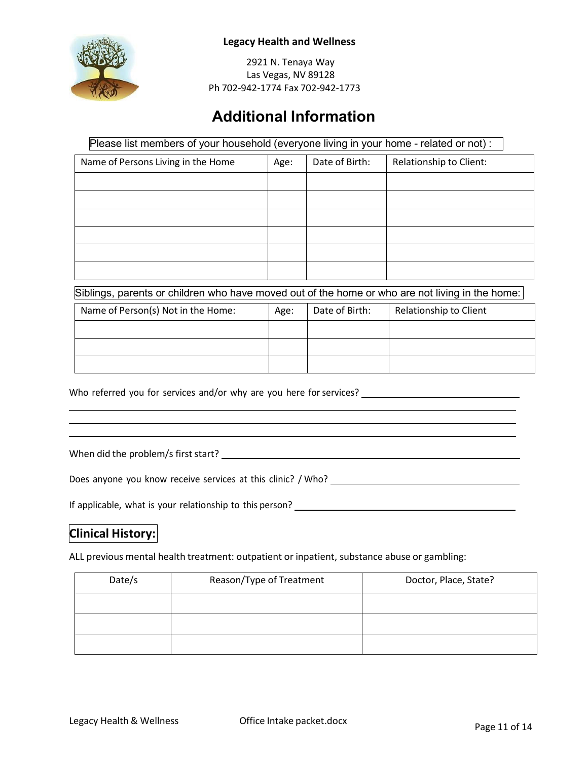**Legacy Health and Wellness**

2921 N. Tenaya Way
Las Vegas, NV 89128
Ph 702-942-1774 Fax 702-942-1773

# Additional Information

Please list members of your household (everyone living in your home - related or not) :

| Name of Persons Living in the Home | Age: | Date of Birth: | Relationship to Client: |
|---|---|---|---|
| | | | |
| | | | |
| | | | |
| | | | |
| | | | |
| | | | |

Siblings, parents or children who have moved out of the home or who are not living in the home:

| Name of Person(s) Not in the Home: | Age: | Date of Birth: | Relationship to Client |
|---|---|---|---|
| | | | |
| | | | |
| | | | |

Who referred you for services and/or why are you here for services? ______________________________

______________________________________________________________________

______________________________________________________________________

______________________________________________________________________

When did the problem/s first start? ______________________________________________

Does anyone you know receive services at this clinic? / Who? ______________________________

If applicable, what is your relationship to this person? ______________________________

## Clinical History:

ALL previous mental health treatment: outpatient or inpatient, substance abuse or gambling:

| Date/s | Reason/Type of Treatment | Doctor, Place, State? |
|---|---|---|
| | | |
| | | |
| | | |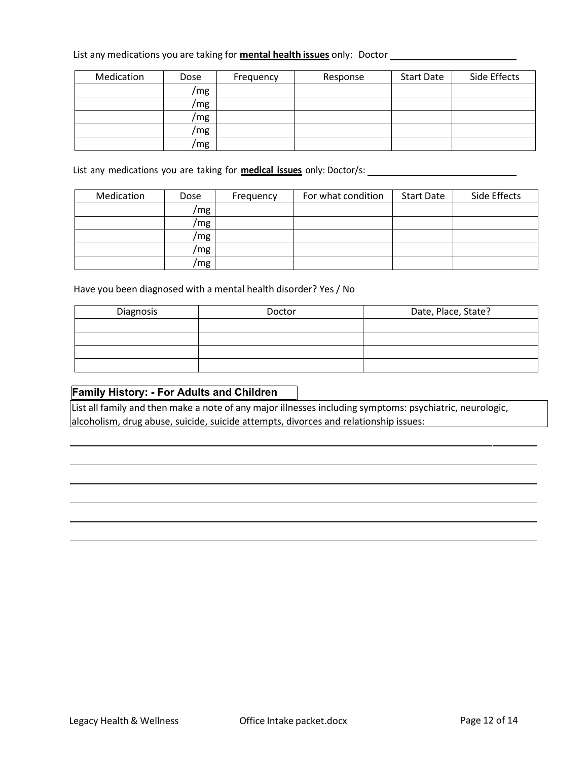List any medications you are taking for **mental health issues** only: Doctor ________________________

| Medication | Dose | Frequency | Response | Start Date | Side Effects |
|---|---|---|---|---|---|
| | /mg | | | | |
| | /mg | | | | |
| | /mg | | | | |
| | /mg | | | | |
| | /mg | | | | |

List any medications you are taking for **medical issues** only: Doctor/s: ____________________________

| Medication | Dose | Frequency | For what condition | Start Date | Side Effects |
|---|---|---|---|---|---|
| | /mg | | | | |
| | /mg | | | | |
| | /mg | | | | |
| | /mg | | | | |
| | /mg | | | | |

Have you been diagnosed with a mental health disorder? Yes / No

| Diagnosis | Doctor | Date, Place, State? |
|---|---|---|
| | | |
| | | |
| | | |
| | | |

## Family History: - For Adults and Children

List all family and then make a note of any major illnesses including symptoms: psychiatric, neurologic, alcoholism, drug abuse, suicide, suicide attempts, divorces and relationship issues:

______________________________________________________________________________

______________________________________________________________________________

______________________________________________________________________________

______________________________________________________________________________

______________________________________________________________________________

______________________________________________________________________________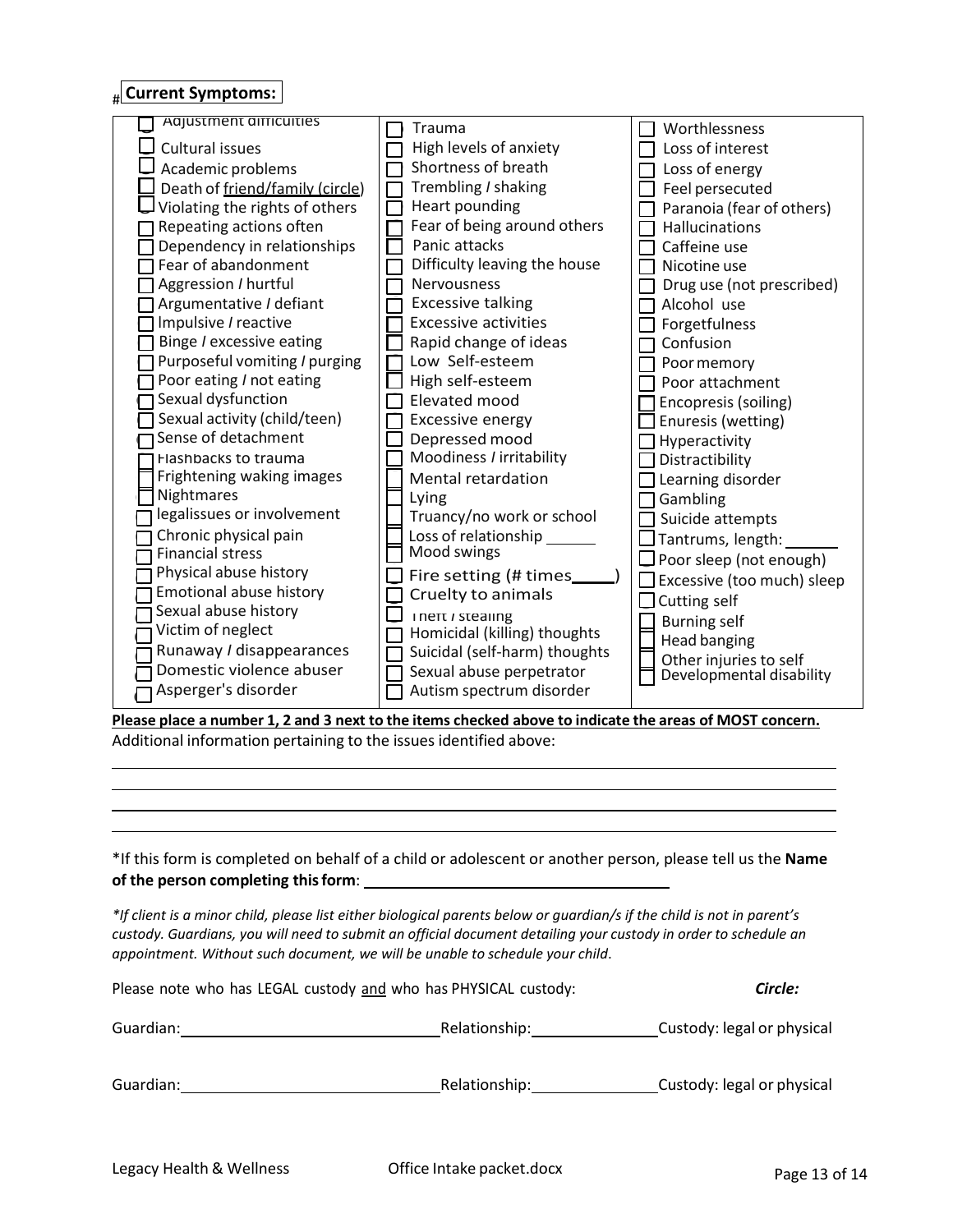## Current Symptoms:

| | | |
|---|---|---|
| ☐ Adjustment difficulties | ☐ Trauma | ☐ Worthlessness |
| ☐ Cultural issues | ☐ High levels of anxiety | ☐ Loss of interest |
| ☐ Academic problems | ☐ Shortness of breath | ☐ Loss of energy |
| ☐ Death of friend/family (circle) | ☐ Trembling / shaking | ☐ Feel persecuted |
| ☐ Violating the rights of others | ☐ Heart pounding | ☐ Paranoia (fear of others) |
| ☐ Repeating actions often | ☐ Fear of being around others | ☐ Hallucinations |
| ☐ Dependency in relationships | ☐ Panic attacks | ☐ Caffeine use |
| ☐ Fear of abandonment | ☐ Difficulty leaving the house | ☐ Nicotine use |
| ☐ Aggression / hurtful | ☐ Nervousness | ☐ Drug use (not prescribed) |
| ☐ Argumentative / defiant | ☐ Excessive talking | ☐ Alcohol use |
| ☐ Impulsive / reactive | ☐ Excessive activities | ☐ Forgetfulness |
| ☐ Binge / excessive eating | ☐ Rapid change of ideas | ☐ Confusion |
| ☐ Purposeful vomiting / purging | ☐ Low Self-esteem | ☐ Poor memory |
| ☐ Poor eating / not eating | ☐ High self-esteem | ☐ Poor attachment |
| ☐ Sexual dysfunction | ☐ Elevated mood | ☐ Encopresis (soiling) |
| ☐ Sexual activity (child/teen) | ☐ Excessive energy | ☐ Enuresis (wetting) |
| ☐ Sense of detachment | ☐ Depressed mood | ☐ Hyperactivity |
| ☐ Flashbacks to trauma | ☐ Moodiness / irritability | ☐ Distractibility |
| ☐ Frightening waking images | ☐ Mental retardation | ☐ Learning disorder |
| ☐ Nightmares | ☐ Lying | ☐ Gambling |
| ☐ legalissues or involvement | ☐ Truancy/no work or school | ☐ Suicide attempts |
| ☐ Chronic physical pain | ☐ Loss of relationship ______ | ☐ Tantrums, length: ______ |
| ☐ Financial stress | ☐ Mood swings | ☐ Poor sleep (not enough) |
| ☐ Physical abuse history | ☐ Fire setting (# times_____) | ☐ Excessive (too much) sleep |
| ☐ Emotional abuse history | ☐ Cruelty to animals | ☐ Cutting self |
| ☐ Sexual abuse history | ☐ Theft / stealing | ☐ Burning self |
| ☐ Victim of neglect | ☐ Homicidal (killing) thoughts | ☐ Head banging |
| ☐ Runaway / disappearances | ☐ Suicidal (self-harm) thoughts | ☐ Other injuries to self |
| ☐ Domestic violence abuser | ☐ Sexual abuse perpetrator | ☐ Developmental disability |
| ☐ Asperger's disorder | ☐ Autism spectrum disorder | |

**Please place a number 1, 2 and 3 next to the items checked above to indicate the areas of MOST concern.**

Additional information pertaining to the issues identified above:

______________________________________________________________________

______________________________________________________________________

______________________________________________________________________

______________________________________________________________________

*If this form is completed on behalf of a child or adolescent or another person, please tell us the **Name of the person completing this form**: ______________________________

*\*If client is a minor child, please list either biological parents below or guardian/s if the child is not in parent's custody. Guardians, you will need to submit an official document detailing your custody in order to schedule an appointment. Without such document, we will be unable to schedule your child.*

Please note who has LEGAL custody and who has PHYSICAL custody: ***Circle:***

Guardian: ______________________ Relationship: ______________ Custody: legal or physical

Guardian: ______________________ Relationship: ______________ Custody: legal or physical

Legacy Health & Wellness Office Intake packet.docx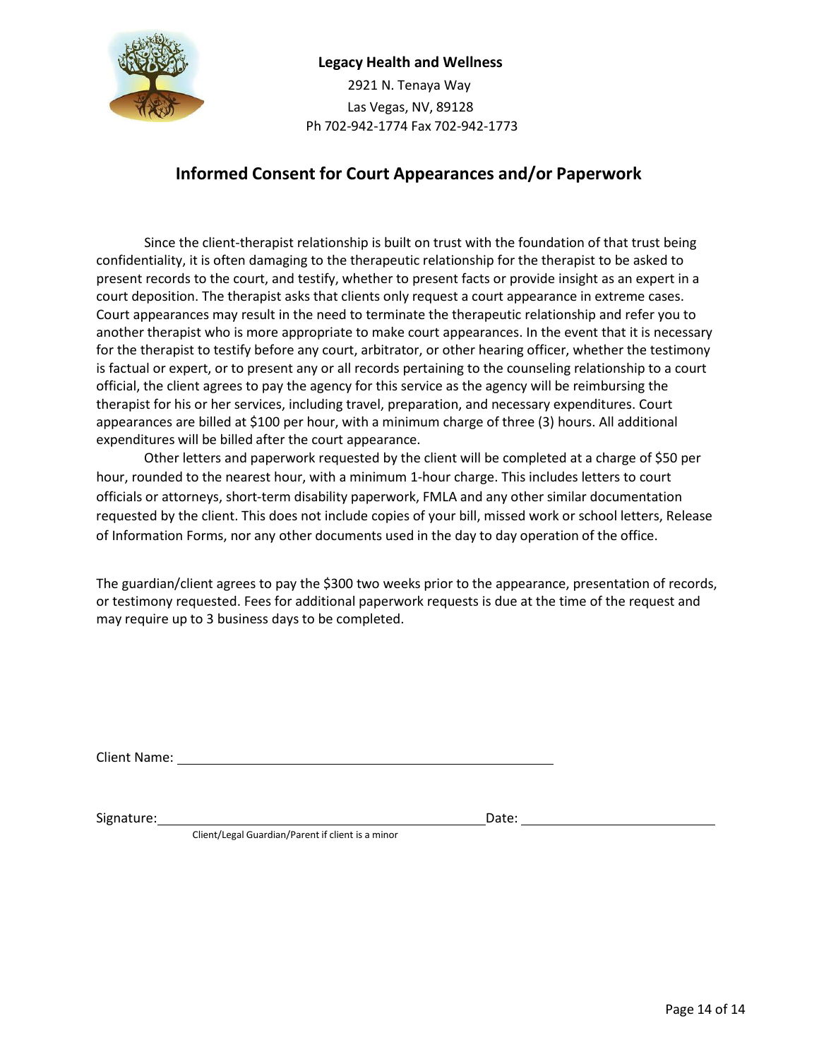**Legacy Health and Wellness**

2921 N. Tenaya Way
Las Vegas, NV, 89128
Ph 702-942-1774 Fax 702-942-1773

## Informed Consent for Court Appearances and/or Paperwork

Since the client-therapist relationship is built on trust with the foundation of that trust being confidentiality, it is often damaging to the therapeutic relationship for the therapist to be asked to present records to the court, and testify, whether to present facts or provide insight as an expert in a court deposition. The therapist asks that clients only request a court appearance in extreme cases. Court appearances may result in the need to terminate the therapeutic relationship and refer you to another therapist who is more appropriate to make court appearances. In the event that it is necessary for the therapist to testify before any court, arbitrator, or other hearing officer, whether the testimony is factual or expert, or to present any or all records pertaining to the counseling relationship to a court official, the client agrees to pay the agency for this service as the agency will be reimbursing the therapist for his or her services, including travel, preparation, and necessary expenditures. Court appearances are billed at $100 per hour, with a minimum charge of three (3) hours. All additional expenditures will be billed after the court appearance.

Other letters and paperwork requested by the client will be completed at a charge of $50 per hour, rounded to the nearest hour, with a minimum 1-hour charge. This includes letters to court officials or attorneys, short-term disability paperwork, FMLA and any other similar documentation requested by the client. This does not include copies of your bill, missed work or school letters, Release of Information Forms, nor any other documents used in the day to day operation of the office.

The guardian/client agrees to pay the $300 two weeks prior to the appearance, presentation of records, or testimony requested. Fees for additional paperwork requests is due at the time of the request and may require up to 3 business days to be completed.

Client Name: ______________________________

Signature: ______________________________ Date: ______________________
Client/Legal Guardian/Parent if client is a minor